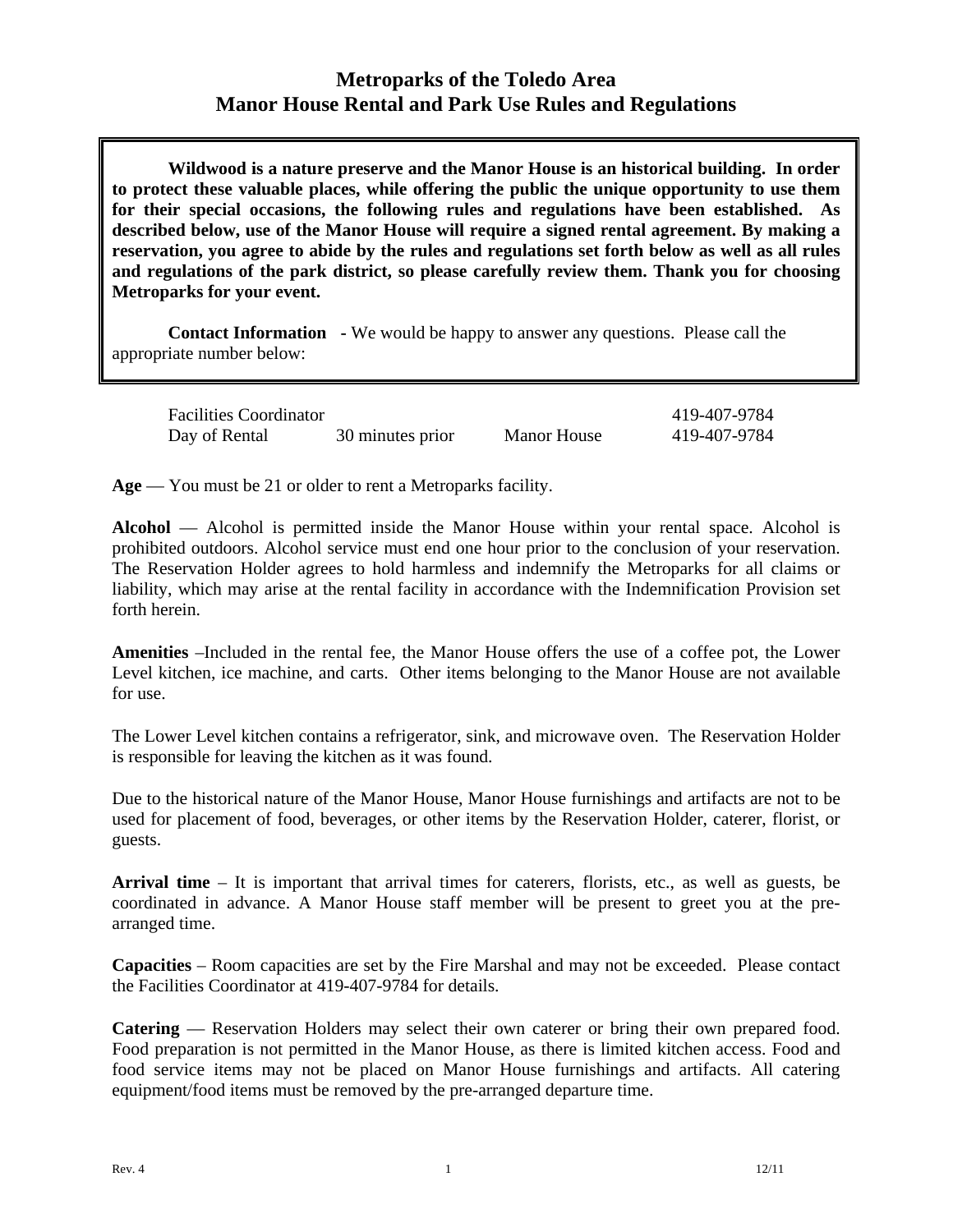# Metroparks of the Toledo Area
# Manor House Rental and Park Use Rules and Regulations

**Wildwood is a nature preserve and the Manor House is an historical building. In order to protect these valuable places, while offering the public the unique opportunity to use them for their special occasions, the following rules and regulations have been established. As described below, use of the Manor House will require a signed rental agreement. By making a reservation, you agree to abide by the rules and regulations set forth below as well as all rules and regulations of the park district, so please carefully review them. Thank you for choosing Metroparks for your event.**

**Contact Information** - We would be happy to answer any questions. Please call the appropriate number below:

| | | | |
|---|---|---|---|
| Facilities Coordinator | | | 419-407-9784 |
| Day of Rental | 30 minutes prior | Manor House | 419-407-9784 |

**Age** — You must be 21 or older to rent a Metroparks facility.

**Alcohol** — Alcohol is permitted inside the Manor House within your rental space. Alcohol is prohibited outdoors. Alcohol service must end one hour prior to the conclusion of your reservation. The Reservation Holder agrees to hold harmless and indemnify the Metroparks for all claims or liability, which may arise at the rental facility in accordance with the Indemnification Provision set forth herein.

**Amenities** –Included in the rental fee, the Manor House offers the use of a coffee pot, the Lower Level kitchen, ice machine, and carts. Other items belonging to the Manor House are not available for use.

The Lower Level kitchen contains a refrigerator, sink, and microwave oven. The Reservation Holder is responsible for leaving the kitchen as it was found.

Due to the historical nature of the Manor House, Manor House furnishings and artifacts are not to be used for placement of food, beverages, or other items by the Reservation Holder, caterer, florist, or guests.

**Arrival time** – It is important that arrival times for caterers, florists, etc., as well as guests, be coordinated in advance. A Manor House staff member will be present to greet you at the pre-arranged time.

**Capacities** – Room capacities are set by the Fire Marshal and may not be exceeded. Please contact the Facilities Coordinator at 419-407-9784 for details.

**Catering** — Reservation Holders may select their own caterer or bring their own prepared food. Food preparation is not permitted in the Manor House, as there is limited kitchen access. Food and food service items may not be placed on Manor House furnishings and artifacts. All catering equipment/food items must be removed by the pre-arranged departure time.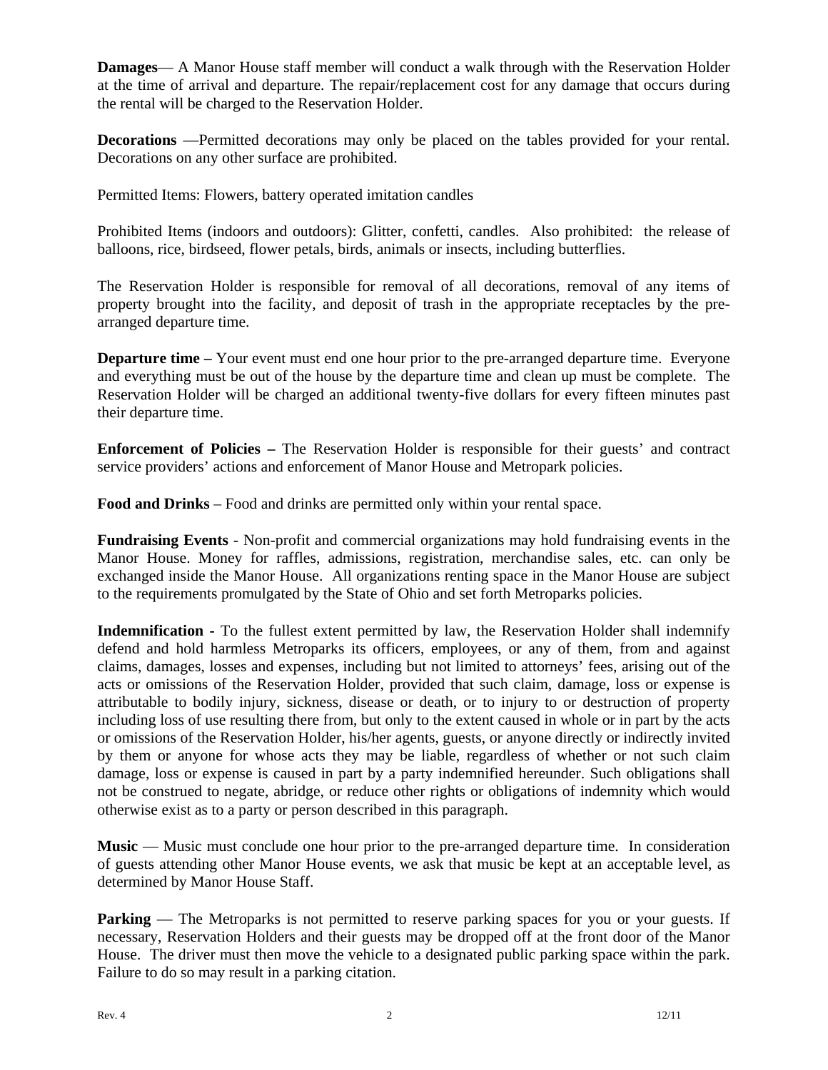**Damages**— A Manor House staff member will conduct a walk through with the Reservation Holder at the time of arrival and departure. The repair/replacement cost for any damage that occurs during the rental will be charged to the Reservation Holder.

**Decorations** —Permitted decorations may only be placed on the tables provided for your rental. Decorations on any other surface are prohibited.

Permitted Items: Flowers, battery operated imitation candles

Prohibited Items (indoors and outdoors): Glitter, confetti, candles. Also prohibited: the release of balloons, rice, birdseed, flower petals, birds, animals or insects, including butterflies.

The Reservation Holder is responsible for removal of all decorations, removal of any items of property brought into the facility, and deposit of trash in the appropriate receptacles by the pre-arranged departure time.

**Departure time –** Your event must end one hour prior to the pre-arranged departure time. Everyone and everything must be out of the house by the departure time and clean up must be complete. The Reservation Holder will be charged an additional twenty-five dollars for every fifteen minutes past their departure time.

**Enforcement of Policies –** The Reservation Holder is responsible for their guests' and contract service providers' actions and enforcement of Manor House and Metropark policies.

**Food and Drinks** – Food and drinks are permitted only within your rental space.

**Fundraising Events** - Non-profit and commercial organizations may hold fundraising events in the Manor House. Money for raffles, admissions, registration, merchandise sales, etc. can only be exchanged inside the Manor House. All organizations renting space in the Manor House are subject to the requirements promulgated by the State of Ohio and set forth Metroparks policies.

**Indemnification -** To the fullest extent permitted by law, the Reservation Holder shall indemnify defend and hold harmless Metroparks its officers, employees, or any of them, from and against claims, damages, losses and expenses, including but not limited to attorneys' fees, arising out of the acts or omissions of the Reservation Holder, provided that such claim, damage, loss or expense is attributable to bodily injury, sickness, disease or death, or to injury to or destruction of property including loss of use resulting there from, but only to the extent caused in whole or in part by the acts or omissions of the Reservation Holder, his/her agents, guests, or anyone directly or indirectly invited by them or anyone for whose acts they may be liable, regardless of whether or not such claim damage, loss or expense is caused in part by a party indemnified hereunder. Such obligations shall not be construed to negate, abridge, or reduce other rights or obligations of indemnity which would otherwise exist as to a party or person described in this paragraph.

**Music** — Music must conclude one hour prior to the pre-arranged departure time. In consideration of guests attending other Manor House events, we ask that music be kept at an acceptable level, as determined by Manor House Staff.

**Parking** — The Metroparks is not permitted to reserve parking spaces for you or your guests. If necessary, Reservation Holders and their guests may be dropped off at the front door of the Manor House. The driver must then move the vehicle to a designated public parking space within the park. Failure to do so may result in a parking citation.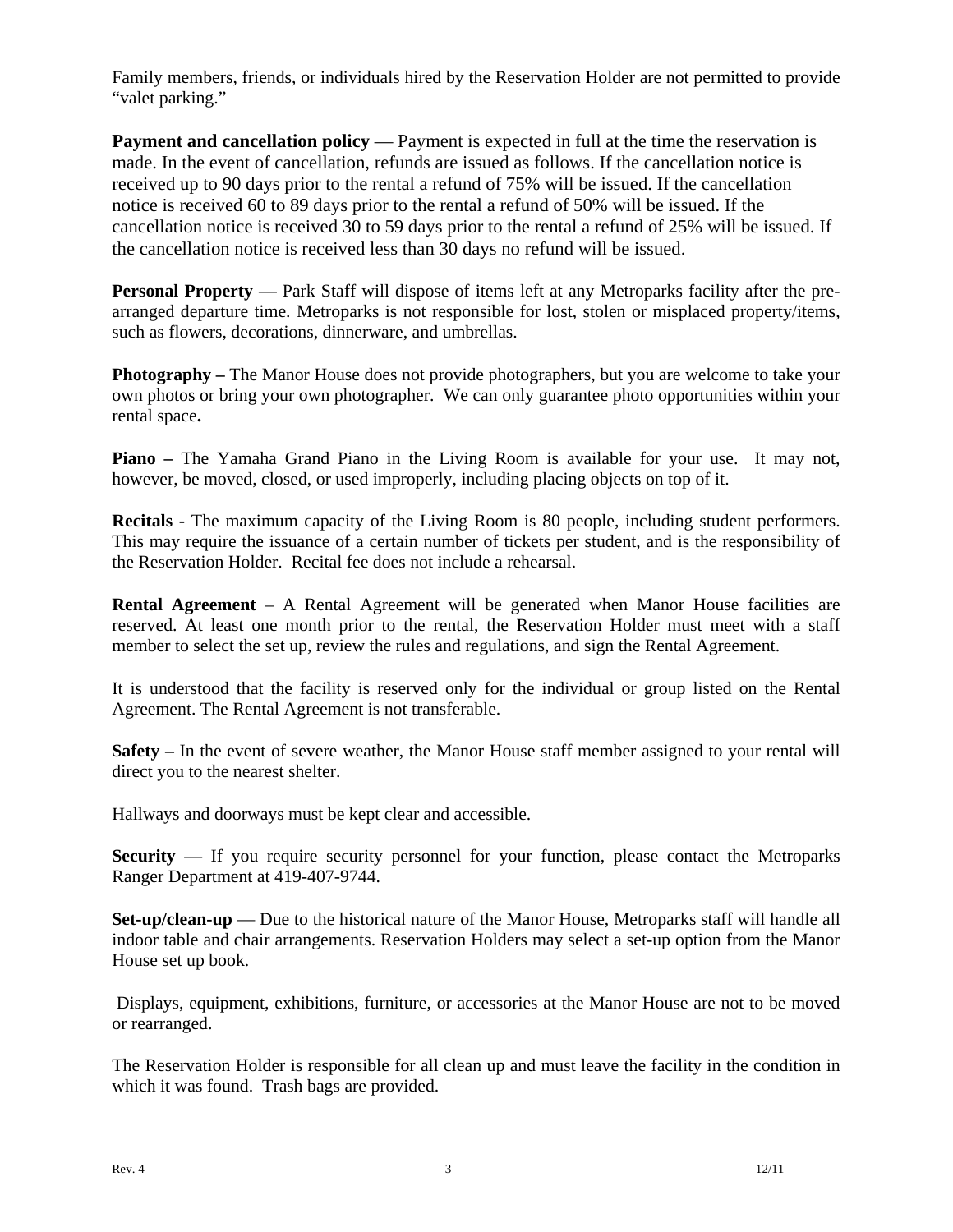Family members, friends, or individuals hired by the Reservation Holder are not permitted to provide "valet parking."

**Payment and cancellation policy** — Payment is expected in full at the time the reservation is made. In the event of cancellation, refunds are issued as follows. If the cancellation notice is received up to 90 days prior to the rental a refund of 75% will be issued. If the cancellation notice is received 60 to 89 days prior to the rental a refund of 50% will be issued. If the cancellation notice is received 30 to 59 days prior to the rental a refund of 25% will be issued. If the cancellation notice is received less than 30 days no refund will be issued.

**Personal Property** — Park Staff will dispose of items left at any Metroparks facility after the pre-arranged departure time. Metroparks is not responsible for lost, stolen or misplaced property/items, such as flowers, decorations, dinnerware, and umbrellas.

**Photography –** The Manor House does not provide photographers, but you are welcome to take your own photos or bring your own photographer. We can only guarantee photo opportunities within your rental space**.**

**Piano –** The Yamaha Grand Piano in the Living Room is available for your use. It may not, however, be moved, closed, or used improperly, including placing objects on top of it.

**Recitals -** The maximum capacity of the Living Room is 80 people, including student performers. This may require the issuance of a certain number of tickets per student, and is the responsibility of the Reservation Holder. Recital fee does not include a rehearsal.

**Rental Agreement** – A Rental Agreement will be generated when Manor House facilities are reserved. At least one month prior to the rental, the Reservation Holder must meet with a staff member to select the set up, review the rules and regulations, and sign the Rental Agreement.

It is understood that the facility is reserved only for the individual or group listed on the Rental Agreement. The Rental Agreement is not transferable.

**Safety –** In the event of severe weather, the Manor House staff member assigned to your rental will direct you to the nearest shelter.

Hallways and doorways must be kept clear and accessible.

**Security** — If you require security personnel for your function, please contact the Metroparks Ranger Department at 419-407-9744.

**Set-up/clean-up** — Due to the historical nature of the Manor House, Metroparks staff will handle all indoor table and chair arrangements. Reservation Holders may select a set-up option from the Manor House set up book.

Displays, equipment, exhibitions, furniture, or accessories at the Manor House are not to be moved or rearranged.

The Reservation Holder is responsible for all clean up and must leave the facility in the condition in which it was found. Trash bags are provided.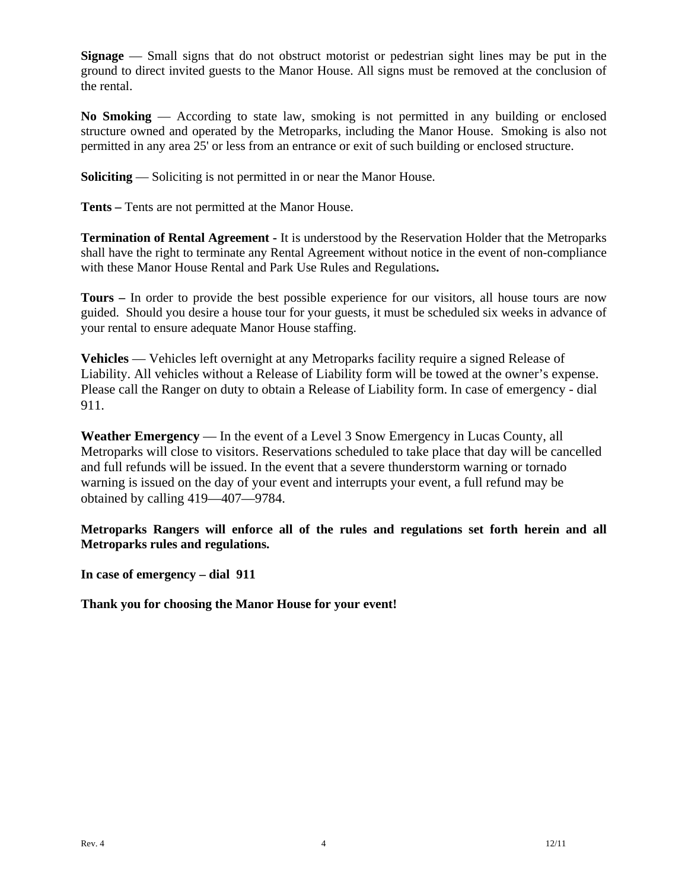**Signage** — Small signs that do not obstruct motorist or pedestrian sight lines may be put in the ground to direct invited guests to the Manor House. All signs must be removed at the conclusion of the rental.

**No Smoking** — According to state law, smoking is not permitted in any building or enclosed structure owned and operated by the Metroparks, including the Manor House. Smoking is also not permitted in any area 25' or less from an entrance or exit of such building or enclosed structure.

**Soliciting** — Soliciting is not permitted in or near the Manor House.

**Tents –** Tents are not permitted at the Manor House.

**Termination of Rental Agreement -** It is understood by the Reservation Holder that the Metroparks shall have the right to terminate any Rental Agreement without notice in the event of non-compliance with these Manor House Rental and Park Use Rules and Regulations**.**

**Tours –** In order to provide the best possible experience for our visitors, all house tours are now guided. Should you desire a house tour for your guests, it must be scheduled six weeks in advance of your rental to ensure adequate Manor House staffing.

**Vehicles** — Vehicles left overnight at any Metroparks facility require a signed Release of Liability. All vehicles without a Release of Liability form will be towed at the owner's expense. Please call the Ranger on duty to obtain a Release of Liability form. In case of emergency - dial 911.

**Weather Emergency** — In the event of a Level 3 Snow Emergency in Lucas County, all Metroparks will close to visitors. Reservations scheduled to take place that day will be cancelled and full refunds will be issued. In the event that a severe thunderstorm warning or tornado warning is issued on the day of your event and interrupts your event, a full refund may be obtained by calling 419—407—9784.

**Metroparks Rangers will enforce all of the rules and regulations set forth herein and all Metroparks rules and regulations.**

**In case of emergency – dial 911**

**Thank you for choosing the Manor House for your event!**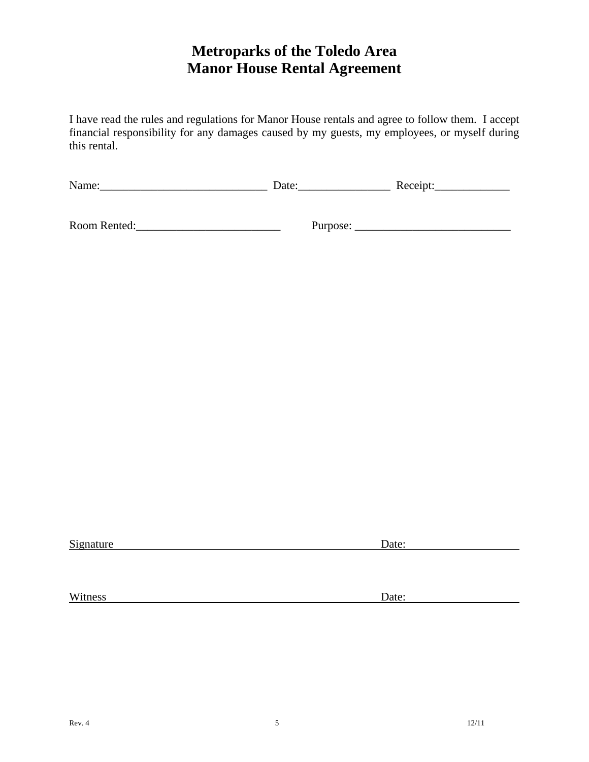# Metroparks of the Toledo Area
# Manor House Rental Agreement

I have read the rules and regulations for Manor House rentals and agree to follow them. I accept financial responsibility for any damages caused by my guests, my employees, or myself during this rental.

Name:_____________________________ Date:________________ Receipt:_____________

Room Rented:_________________________ Purpose: ___________________________

Signature_________________________________________________ Date:____________________

Witness__________________________________________________ Date:____________________

Rev. 4 12/11